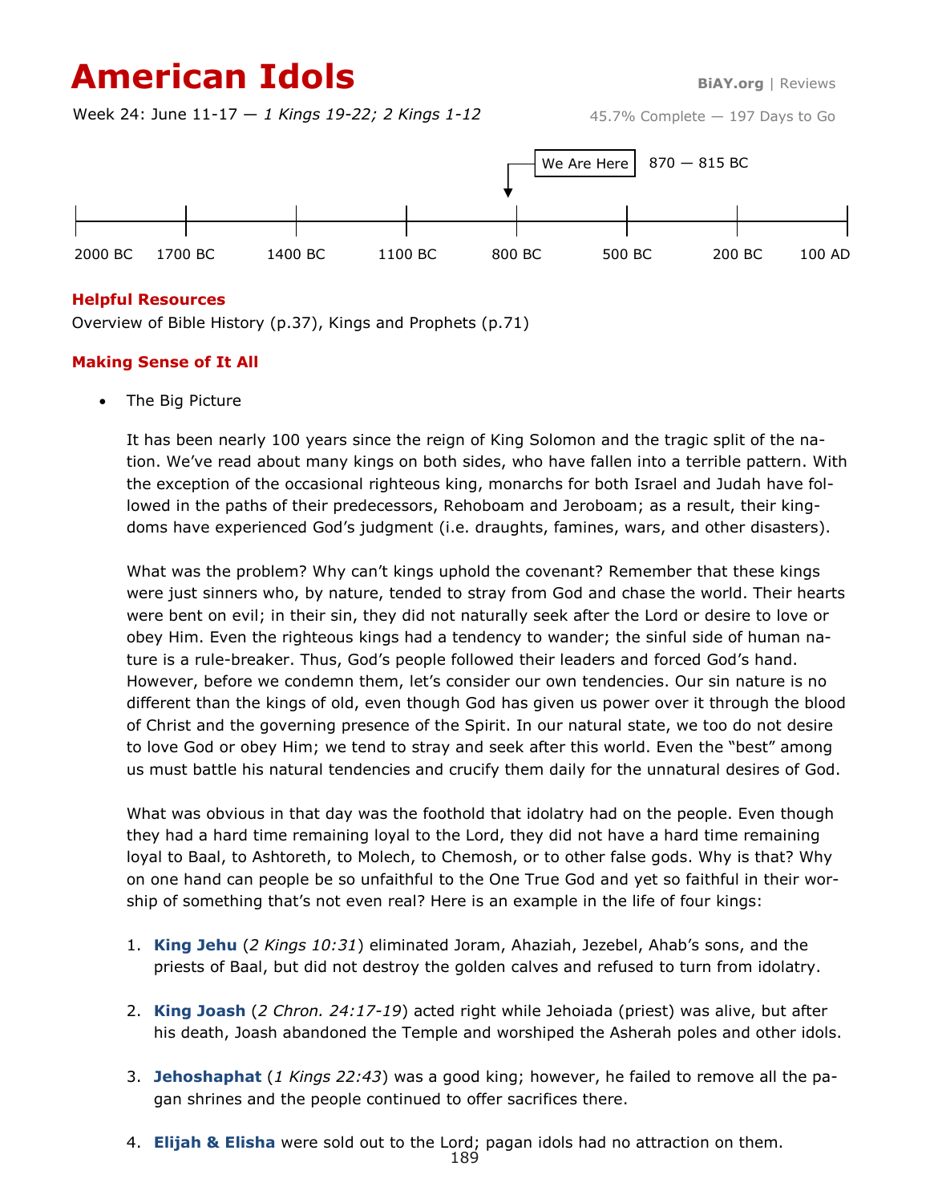# American Idols

**BiAY.org** | Reviews

Week 24: June 11-17 — *1 Kings 19-22; 2 Kings 1-12*

45.7% Complete — 197 Days to Go

We Are Here — 870 — 815 BC

2000 BC | 1700 BC | 1400 BC | 1100 BC | 800 BC | 500 BC | 200 BC | 100 AD

## Helpful Resources

Overview of Bible History (p.37), Kings and Prophets (p.71)

## Making Sense of It All

- The Big Picture

  It has been nearly 100 years since the reign of King Solomon and the tragic split of the nation. We've read about many kings on both sides, who have fallen into a terrible pattern. With the exception of the occasional righteous king, monarchs for both Israel and Judah have followed in the paths of their predecessors, Rehoboam and Jeroboam; as a result, their kingdoms have experienced God's judgment (i.e. draughts, famines, wars, and other disasters).

  What was the problem? Why can't kings uphold the covenant? Remember that these kings were just sinners who, by nature, tended to stray from God and chase the world. Their hearts were bent on evil; in their sin, they did not naturally seek after the Lord or desire to love or obey Him. Even the righteous kings had a tendency to wander; the sinful side of human nature is a rule-breaker. Thus, God's people followed their leaders and forced God's hand. However, before we condemn them, let's consider our own tendencies. Our sin nature is no different than the kings of old, even though God has given us power over it through the blood of Christ and the governing presence of the Spirit. In our natural state, we too do not desire to love God or obey Him; we tend to stray and seek after this world. Even the "best" among us must battle his natural tendencies and crucify them daily for the unnatural desires of God.

  What was obvious in that day was the foothold that idolatry had on the people. Even though they had a hard time remaining loyal to the Lord, they did not have a hard time remaining loyal to Baal, to Ashtoreth, to Molech, to Chemosh, or to other false gods. Why is that? Why on one hand can people be so unfaithful to the One True God and yet so faithful in their worship of something that's not even real? Here is an example in the life of four kings:

1. **King Jehu** (*2 Kings 10:31*) eliminated Joram, Ahaziah, Jezebel, Ahab's sons, and the priests of Baal, but did not destroy the golden calves and refused to turn from idolatry.

2. **King Joash** (*2 Chron. 24:17-19*) acted right while Jehoiada (priest) was alive, but after his death, Joash abandoned the Temple and worshiped the Asherah poles and other idols.

3. **Jehoshaphat** (*1 Kings 22:43*) was a good king; however, he failed to remove all the pagan shrines and the people continued to offer sacrifices there.

4. **Elijah & Elisha** were sold out to the Lord; pagan idols had no attraction on them.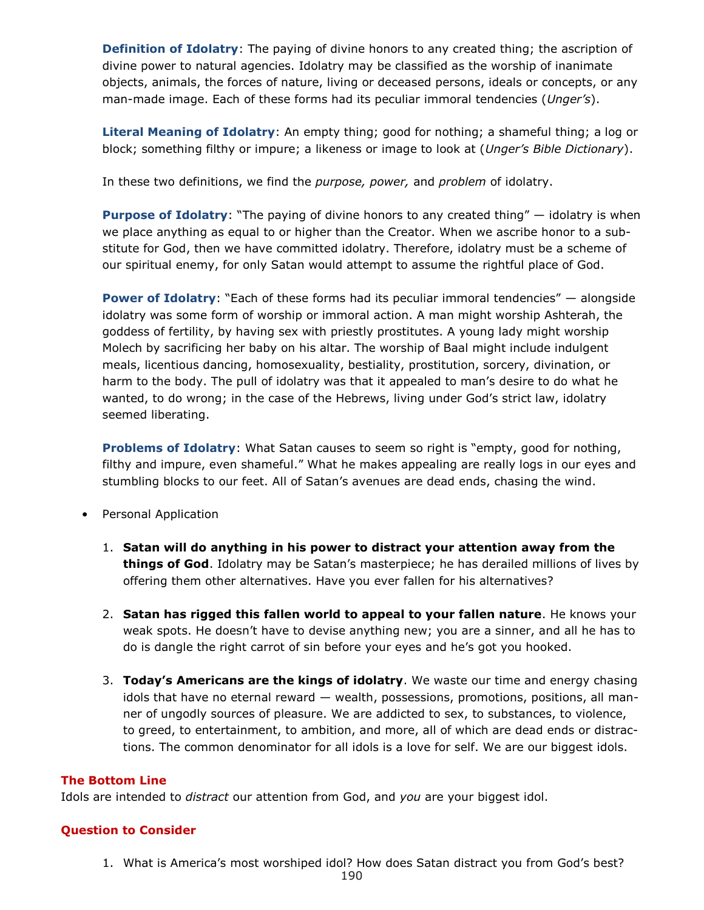**Definition of Idolatry**: The paying of divine honors to any created thing; the ascription of divine power to natural agencies. Idolatry may be classified as the worship of inanimate objects, animals, the forces of nature, living or deceased persons, ideals or concepts, or any man-made image. Each of these forms had its peculiar immoral tendencies (*Unger's*).

**Literal Meaning of Idolatry**: An empty thing; good for nothing; a shameful thing; a log or block; something filthy or impure; a likeness or image to look at (*Unger's Bible Dictionary*).

In these two definitions, we find the *purpose, power,* and *problem* of idolatry.

**Purpose of Idolatry**: "The paying of divine honors to any created thing" — idolatry is when we place anything as equal to or higher than the Creator. When we ascribe honor to a substitute for God, then we have committed idolatry. Therefore, idolatry must be a scheme of our spiritual enemy, for only Satan would attempt to assume the rightful place of God.

**Power of Idolatry**: "Each of these forms had its peculiar immoral tendencies" — alongside idolatry was some form of worship or immoral action. A man might worship Ashterah, the goddess of fertility, by having sex with priestly prostitutes. A young lady might worship Molech by sacrificing her baby on his altar. The worship of Baal might include indulgent meals, licentious dancing, homosexuality, bestiality, prostitution, sorcery, divination, or harm to the body. The pull of idolatry was that it appealed to man's desire to do what he wanted, to do wrong; in the case of the Hebrews, living under God's strict law, idolatry seemed liberating.

**Problems of Idolatry**: What Satan causes to seem so right is "empty, good for nothing, filthy and impure, even shameful." What he makes appealing are really logs in our eyes and stumbling blocks to our feet. All of Satan's avenues are dead ends, chasing the wind.

- Personal Application

  1. **Satan will do anything in his power to distract your attention away from the things of God**. Idolatry may be Satan's masterpiece; he has derailed millions of lives by offering them other alternatives. Have you ever fallen for his alternatives?

  2. **Satan has rigged this fallen world to appeal to your fallen nature**. He knows your weak spots. He doesn't have to devise anything new; you are a sinner, and all he has to do is dangle the right carrot of sin before your eyes and he's got you hooked.

  3. **Today's Americans are the kings of idolatry**. We waste our time and energy chasing idols that have no eternal reward — wealth, possessions, promotions, positions, all manner of ungodly sources of pleasure. We are addicted to sex, to substances, to violence, to greed, to entertainment, to ambition, and more, all of which are dead ends or distractions. The common denominator for all idols is a love for self. We are our biggest idols.

## The Bottom Line

Idols are intended to *distract* our attention from God, and *you* are your biggest idol.

## Question to Consider

1. What is America's most worshiped idol? How does Satan distract you from God's best?